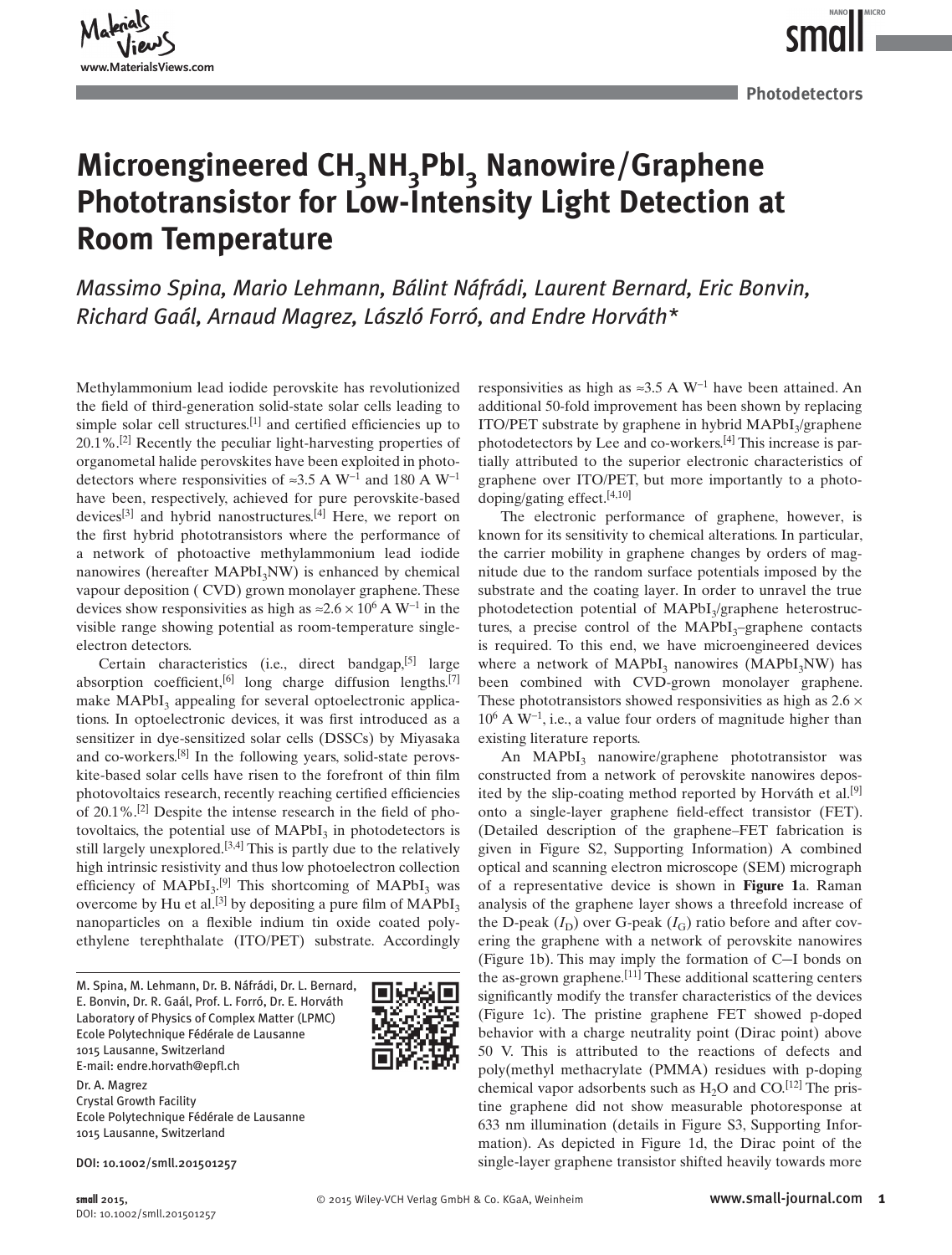Photodetectors

# Microengineered $CH_3NH_3PbI_3$ Nanowire/Graphene Phototransistor for Low-Intensity Light Detection at Room Temperature

*Massimo Spina, Mario Lehmann, Bálint Náfrádi, Laurent Bernard, Eric Bonvin, Richard Gaál, Arnaud Magrez, László Forró, and Endre Horváth\**

Methylammonium lead iodide perovskite has revolutionized the field of third-generation solid-state solar cells leading to simple solar cell structures.[1] and certified efficiencies up to 20.1%.[2] Recently the peculiar light-harvesting properties of organometal halide perovskites have been exploited in photodetectors where responsivities of ≈3.5 A $W^{-1}$ and 180 A $W^{-1}$ have been, respectively, achieved for pure perovskite-based devices[3] and hybrid nanostructures.[4] Here, we report on the first hybrid phototransistors where the performance of a network of photoactive methylammonium lead iodide nanowires (hereafter $MAPbI_3NW$) is enhanced by chemical vapour deposition (CVD) grown monolayer graphene. These devices show responsivities as high as $\approx 2.6 \times 10^6$ A $W^{-1}$ in the visible range showing potential as room-temperature single-electron detectors.

Certain characteristics (i.e., direct bandgap,[5] large absorption coefficient,[6] long charge diffusion lengths.[7] make $MAPbI_3$ appealing for several optoelectronic applications. In optoelectronic devices, it was first introduced as a sensitizer in dye-sensitized solar cells (DSSCs) by Miyasaka and co-workers.[8] In the following years, solid-state perovskite-based solar cells have risen to the forefront of thin film photovoltaics research, recently reaching certified efficiencies of 20.1%.[2] Despite the intense research in the field of photovoltaics, the potential use of $MAPbI_3$ in photodetectors is still largely unexplored.[3,4] This is partly due to the relatively high intrinsic resistivity and thus low photoelectron collection efficiency of $MAPbI_3$.[9] This shortcoming of $MAPbI_3$ was overcome by Hu et al.[3] by depositing a pure film of $MAPbI_3$ nanoparticles on a flexible indium tin oxide coated polyethylene terephthalate (ITO/PET) substrate. Accordingly responsivities as high as ≈3.5 A $W^{-1}$ have been attained. An additional 50-fold improvement has been shown by replacing ITO/PET substrate by graphene in hybrid $MAPbI_3$/graphene photodetectors by Lee and co-workers.[4] This increase is partially attributed to the superior electronic characteristics of graphene over ITO/PET, but more importantly to a photodoping/gating effect.[4,10]

The electronic performance of graphene, however, is known for its sensitivity to chemical alterations. In particular, the carrier mobility in graphene changes by orders of magnitude due to the random surface potentials imposed by the substrate and the coating layer. In order to unravel the true photodetection potential of $MAPbI_3$/graphene heterostructures, a precise control of the $MAPbI_3$–graphene contacts is required. To this end, we have microengineered devices where a network of $MAPbI_3$ nanowires ($MAPbI_3NW$) has been combined with CVD-grown monolayer graphene. These phototransistors showed responsivities as high as $2.6 \times 10^6$ A $W^{-1}$, i.e., a value four orders of magnitude higher than existing literature reports.

An $MAPbI_3$ nanowire/graphene phototransistor was constructed from a network of perovskite nanowires deposited by the slip-coating method reported by Horváth et al.[9] onto a single-layer graphene field-effect transistor (FET). (Detailed description of the graphene–FET fabrication is given in Figure S2, Supporting Information) A combined optical and scanning electron microscope (SEM) micrograph of a representative device is shown in **Figure 1**a. Raman analysis of the graphene layer shows a threefold increase of the D-peak ($I_D$) over G-peak ($I_G$) ratio before and after covering the graphene with a network of perovskite nanowires (Figure 1b). This may imply the formation of C–I bonds on the as-grown graphene.[11] These additional scattering centers significantly modify the transfer characteristics of the devices (Figure 1c). The pristine graphene FET showed p-doped behavior with a charge neutrality point (Dirac point) above 50 V. This is attributed to the reactions of defects and poly(methyl methacrylate (PMMA) residues with p-doping chemical vapor adsorbents such as $H_2O$ and CO.[12] The pristine graphene did not show measurable photoresponse at 633 nm illumination (details in Figure S3, Supporting Information). As depicted in Figure 1d, the Dirac point of the single-layer graphene transistor shifted heavily towards more

M. Spina, M. Lehmann, Dr. B. Náfrádi, Dr. L. Bernard, E. Bonvin, Dr. R. Gaál, Prof. L. Forró, Dr. E. Horváth
Laboratory of Physics of Complex Matter (LPMC)
Ecole Polytechnique Fédérale de Lausanne
1015 Lausanne, Switzerland
E-mail: endre.horvath@epfl.ch

Dr. A. Magrez
Crystal Growth Facility
Ecole Polytechnique Fédérale de Lausanne
1015 Lausanne, Switzerland

DOI: 10.1002/smll.201501257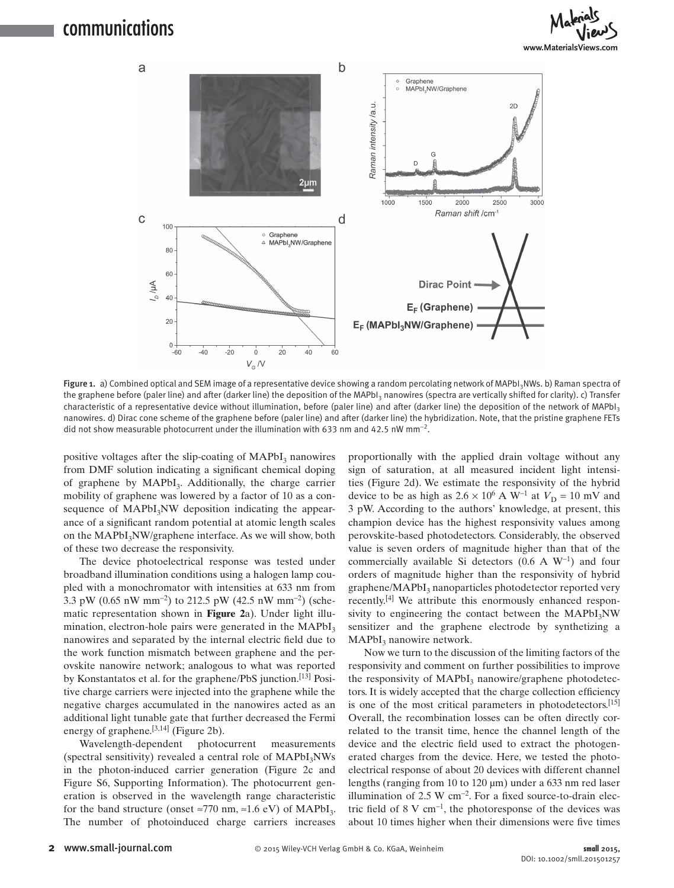Figure 1. a) Combined optical and SEM image of a representative device showing a random percolating network of $MAPbI_3$NWs. b) Raman spectra of the graphene before (paler line) and after (darker line) the deposition of the $MAPbI_3$ nanowires (spectra are vertically shifted for clarity). c) Transfer characteristic of a representative device without illumination, before (paler line) and after (darker line) the deposition of the network of $MAPbI_3$ nanowires. d) Dirac cone scheme of the graphene before (paler line) and after (darker line) the hybridization. Note, that the pristine graphene FETs did not show measurable photocurrent under the illumination with 633 nm and 42.5 nW mm$^{-2}$.

positive voltages after the slip-coating of $MAPbI_3$ nanowires from DMF solution indicating a significant chemical doping of graphene by $MAPbI_3$. Additionally, the charge carrier mobility of graphene was lowered by a factor of 10 as a consequence of $MAPbI_3$NW deposition indicating the appearance of a significant random potential at atomic length scales on the $MAPbI_3$NW/graphene interface. As we will show, both of these two decrease the responsivity.

The device photoelectrical response was tested under broadband illumination conditions using a halogen lamp coupled with a monochromator with intensities at 633 nm from 3.3 pW (0.65 nW mm$^{-2}$) to 212.5 pW (42.5 nW mm$^{-2}$) (schematic representation shown in **Figure 2**a). Under light illumination, electron-hole pairs were generated in the $MAPbI_3$ nanowires and separated by the internal electric field due to the work function mismatch between graphene and the perovskite nanowire network; analogous to what was reported by Konstantatos et al. for the graphene/PbS junction.[13] Positive charge carriers were injected into the graphene while the negative charges accumulated in the nanowires acted as an additional light tunable gate that further decreased the Fermi energy of graphene.[3,14] (Figure 2b).

Wavelength-dependent photocurrent measurements (spectral sensitivity) revealed a central role of $MAPbI_3$NWs in the photon-induced carrier generation (Figure 2c and Figure S6, Supporting Information). The photocurrent generation is observed in the wavelength range characteristic for the band structure (onset ≈770 nm, ≈1.6 eV) of $MAPbI_3$. The number of photoinduced charge carriers increases proportionally with the applied drain voltage without any sign of saturation, at all measured incident light intensities (Figure 2d). We estimate the responsivity of the hybrid device to be as high as $2.6 \times 10^6$ A W$^{-1}$ at $V_D$ = 10 mV and 3 pW. According to the authors' knowledge, at present, this champion device has the highest responsivity values among perovskite-based photodetectors. Considerably, the observed value is seven orders of magnitude higher than that of the commercially available Si detectors (0.6 A W$^{-1}$) and four orders of magnitude higher than the responsivity of hybrid graphene/$MAPbI_3$ nanoparticles photodetector reported very recently.[4] We attribute this enormously enhanced responsivity to engineering the contact between the $MAPbI_3$NW sensitizer and the graphene electrode by synthetizing a $MAPbI_3$ nanowire network.

Now we turn to the discussion of the limiting factors of the responsivity and comment on further possibilities to improve the responsivity of $MAPbI_3$ nanowire/graphene photodetectors. It is widely accepted that the charge collection efficiency is one of the most critical parameters in photodetectors.[15] Overall, the recombination losses can be often directly correlated to the transit time, hence the channel length of the device and the electric field used to extract the photogenerated charges from the device. Here, we tested the photoelectrical response of about 20 devices with different channel lengths (ranging from 10 to 120 μm) under a 633 nm red laser illumination of 2.5 W cm$^{-2}$. For a fixed source-to-drain electric field of 8 V cm$^{-1}$, the photoresponse of the devices was about 10 times higher when their dimensions were five times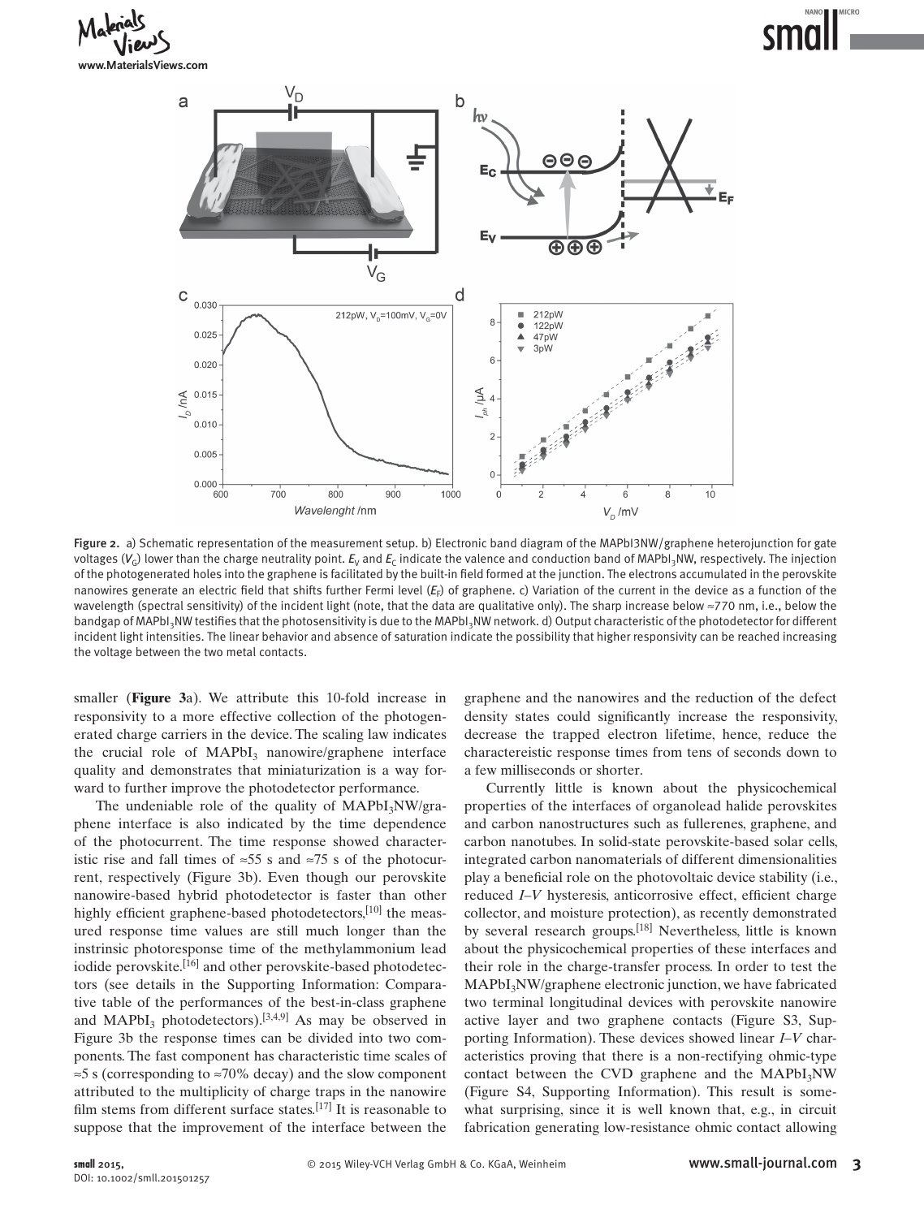Figure 2. a) Schematic representation of the measurement setup. b) Electronic band diagram of the MAPbI3NW/graphene heterojunction for gate voltages ($V_G$) lower than the charge neutrality point. $E_V$ and $E_C$ indicate the valence and conduction band of $MAPbI_3NW$, respectively. The injection of the photogenerated holes into the graphene is facilitated by the built-in field formed at the junction. The electrons accumulated in the perovskite nanowires generate an electric field that shifts further Fermi level ($E_F$) of graphene. c) Variation of the current in the device as a function of the wavelength (spectral sensitivity) of the incident light (note, that the data are qualitative only). The sharp increase below ≈770 nm, i.e., below the bandgap of $MAPbI_3NW$ testifies that the photosensitivity is due to the $MAPbI_3NW$ network. d) Output characteristic of the photodetector for different incident light intensities. The linear behavior and absence of saturation indicate the possibility that higher responsivity can be reached increasing the voltage between the two metal contacts.

smaller (**Figure 3**a). We attribute this 10-fold increase in responsivity to a more effective collection of the photogenerated charge carriers in the device. The scaling law indicates the crucial role of $MAPbI_3$ nanowire/graphene interface quality and demonstrates that miniaturization is a way forward to further improve the photodetector performance.

The undeniable role of the quality of $MAPbI_3NW$/graphene interface is also indicated by the time dependence of the photocurrent. The time response showed characteristic rise and fall times of ≈55 s and ≈75 s of the photocurrent, respectively (Figure 3b). Even though our perovskite nanowire-based hybrid photodetector is faster than other highly efficient graphene-based photodetectors,[10] the measured response time values are still much longer than the instrinsic photoresponse time of the methylammonium lead iodide perovskite.[16] and other perovskite-based photodetectors (see details in the Supporting Information: Comparative table of the performances of the best-in-class graphene and $MAPbI_3$ photodetectors).[3,4,9] As may be observed in Figure 3b the response times can be divided into two components. The fast component has characteristic time scales of ≈5 s (corresponding to ≈70% decay) and the slow component attributed to the multiplicity of charge traps in the nanowire film stems from different surface states.[17] It is reasonable to suppose that the improvement of the interface between the graphene and the nanowires and the reduction of the defect density states could significantly increase the responsivity, decrease the trapped electron lifetime, hence, reduce the charactereistic response times from tens of seconds down to a few milliseconds or shorter.

Currently little is known about the physicochemical properties of the interfaces of organolead halide perovskites and carbon nanostructures such as fullerenes, graphene, and carbon nanotubes. In solid-state perovskite-based solar cells, integrated carbon nanomaterials of different dimensionalities play a beneficial role on the photovoltaic device stability (i.e., reduced *I–V* hysteresis, anticorrosive effect, efficient charge collector, and moisture protection), as recently demonstrated by several research groups.[18] Nevertheless, little is known about the physicochemical properties of these interfaces and their role in the charge-transfer process. In order to test the $MAPbI_3NW$/graphene electronic junction, we have fabricated two terminal longitudinal devices with perovskite nanowire active layer and two graphene contacts (Figure S3, Supporting Information). These devices showed linear *I–V* characteristics proving that there is a non-rectifying ohmic-type contact between the CVD graphene and the $MAPbI_3NW$ (Figure S4, Supporting Information). This result is somewhat surprising, since it is well known that, e.g., in circuit fabrication generating low-resistance ohmic contact allowing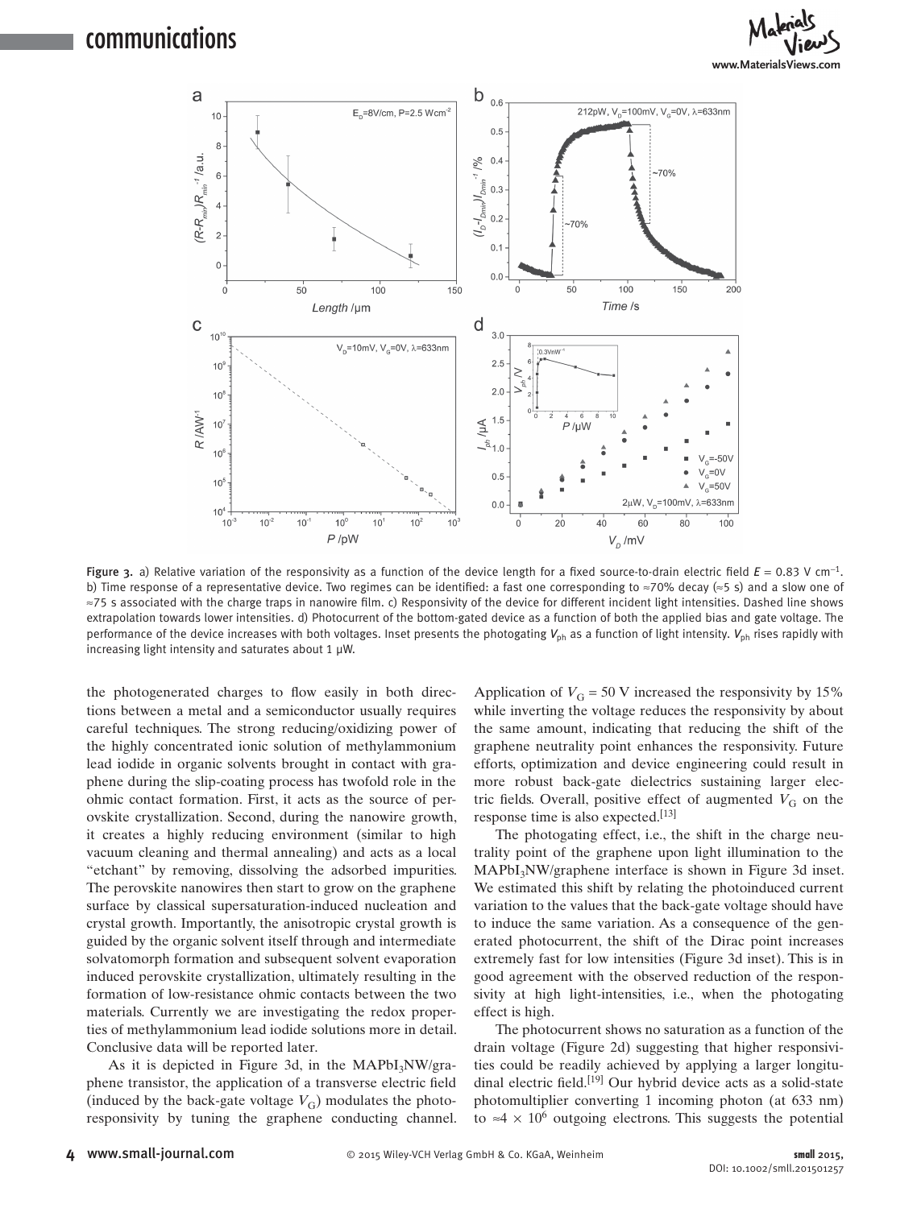Figure 3. a) Relative variation of the responsivity as a function of the device length for a fixed source-to-drain electric field $E = 0.83$ V cm$^{-1}$. b) Time response of a representative device. Two regimes can be identified: a fast one corresponding to ≈70% decay (≈5 s) and a slow one of ≈75 s associated with the charge traps in nanowire film. c) Responsivity of the device for different incident light intensities. Dashed line shows extrapolation towards lower intensities. d) Photocurrent of the bottom-gated device as a function of both the applied bias and gate voltage. The performance of the device increases with both voltages. Inset presents the photogating $V_{ph}$ as a function of light intensity. $V_{ph}$ rises rapidly with increasing light intensity and saturates about 1 µW.

the photogenerated charges to flow easily in both directions between a metal and a semiconductor usually requires careful techniques. The strong reducing/oxidizing power of the highly concentrated ionic solution of methylammonium lead iodide in organic solvents brought in contact with graphene during the slip-coating process has twofold role in the ohmic contact formation. First, it acts as the source of perovskite crystallization. Second, during the nanowire growth, it creates a highly reducing environment (similar to high vacuum cleaning and thermal annealing) and acts as a local "etchant" by removing, dissolving the adsorbed impurities. The perovskite nanowires then start to grow on the graphene surface by classical supersaturation-induced nucleation and crystal growth. Importantly, the anisotropic crystal growth is guided by the organic solvent itself through and intermediate solvatomorph formation and subsequent solvent evaporation induced perovskite crystallization, ultimately resulting in the formation of low-resistance ohmic contacts between the two materials. Currently we are investigating the redox properties of methylammonium lead iodide solutions more in detail. Conclusive data will be reported later.

As it is depicted in Figure 3d, in the $MAPbI_3$NW/graphene transistor, the application of a transverse electric field (induced by the back-gate voltage $V_G$) modulates the photoresponsivity by tuning the graphene conducting channel. Application of $V_G = 50$ V increased the responsivity by 15% while inverting the voltage reduces the responsivity by about the same amount, indicating that reducing the shift of the graphene neutrality point enhances the responsivity. Future efforts, optimization and device engineering could result in more robust back-gate dielectrics sustaining larger electric fields. Overall, positive effect of augmented $V_G$ on the response time is also expected.[13]

The photogating effect, i.e., the shift in the charge neutrality point of the graphene upon light illumination to the $MAPbI_3$NW/graphene interface is shown in Figure 3d inset. We estimated this shift by relating the photoinduced current variation to the values that the back-gate voltage should have to induce the same variation. As a consequence of the generated photocurrent, the shift of the Dirac point increases extremely fast for low intensities (Figure 3d inset). This is in good agreement with the observed reduction of the responsivity at high light-intensities, i.e., when the photogating effect is high.

The photocurrent shows no saturation as a function of the drain voltage (Figure 2d) suggesting that higher responsivities could be readily achieved by applying a larger longitudinal electric field.[19] Our hybrid device acts as a solid-state photomultiplier converting 1 incoming photon (at 633 nm) to $\approx 4 \times 10^6$ outgoing electrons. This suggests the potential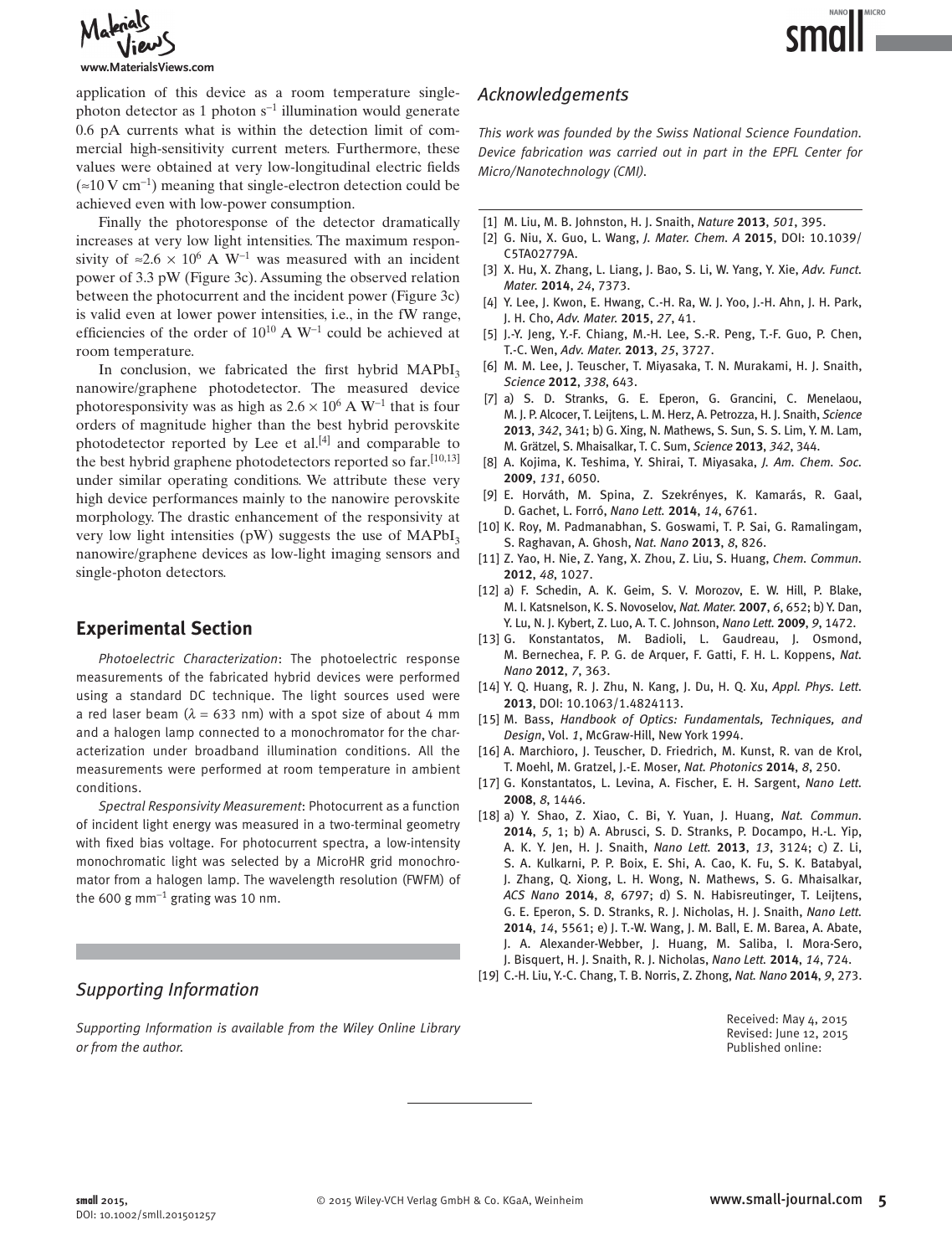application of this device as a room temperature single-photon detector as 1 photon $s^{-1}$ illumination would generate 0.6 pA currents what is within the detection limit of commercial high-sensitivity current meters. Furthermore, these values were obtained at very low-longitudinal electric fields ($\approx$10 V $cm^{-1}$) meaning that single-electron detection could be achieved even with low-power consumption.

Finally the photoresponse of the detector dramatically increases at very low light intensities. The maximum responsivity of $\approx 2.6 \times 10^6$ A $W^{-1}$ was measured with an incident power of 3.3 pW (Figure 3c). Assuming the observed relation between the photocurrent and the incident power (Figure 3c) is valid even at lower power intensities, i.e., in the fW range, efficiencies of the order of $10^{10}$ A $W^{-1}$ could be achieved at room temperature.

In conclusion, we fabricated the first hybrid $MAPbI_3$ nanowire/graphene photodetector. The measured device photoresponsivity was as high as $2.6 \times 10^6$ A $W^{-1}$ that is four orders of magnitude higher than the best hybrid perovskite photodetector reported by Lee et al.[4] and comparable to the best hybrid graphene photodetectors reported so far.[10,13] under similar operating conditions. We attribute these very high device performances mainly to the nanowire perovskite morphology. The drastic enhancement of the responsivity at very low light intensities (pW) suggests the use of $MAPbI_3$ nanowire/graphene devices as low-light imaging sensors and single-photon detectors.

## Experimental Section

*Photoelectric Characterization*: The photoelectric response measurements of the fabricated hybrid devices were performed using a standard DC technique. The light sources used were a red laser beam ($\lambda$ = 633 nm) with a spot size of about 4 mm and a halogen lamp connected to a monochromator for the characterization under broadband illumination conditions. All the measurements were performed at room temperature in ambient conditions.

*Spectral Responsivity Measurement*: Photocurrent as a function of incident light energy was measured in a two-terminal geometry with fixed bias voltage. For photocurrent spectra, a low-intensity monochromatic light was selected by a MicroHR grid monochromator from a halogen lamp. The wavelength resolution (FWFM) of the 600 g $mm^{-1}$ grating was 10 nm.

## *Supporting Information*

*Supporting Information is available from the Wiley Online Library or from the author.*

## *Acknowledgements*

*This work was founded by the Swiss National Science Foundation. Device fabrication was carried out in part in the EPFL Center for Micro/Nanotechnology (CMI).*

[1] M. Liu, M. B. Johnston, H. J. Snaith, *Nature* **2013**, *501*, 395.
[2] G. Niu, X. Guo, L. Wang, *J. Mater. Chem. A* **2015**, DOI: 10.1039/C5TA02779A.
[3] X. Hu, X. Zhang, L. Liang, J. Bao, S. Li, W. Yang, Y. Xie, *Adv. Funct. Mater.* **2014**, *24*, 7373.
[4] Y. Lee, J. Kwon, E. Hwang, C.-H. Ra, W. J. Yoo, J.-H. Ahn, J. H. Park, J. H. Cho, *Adv. Mater.* **2015**, *27*, 41.
[5] J.-Y. Jeng, Y.-F. Chiang, M.-H. Lee, S.-R. Peng, T.-F. Guo, P. Chen, T.-C. Wen, *Adv. Mater.* **2013**, *25*, 3727.
[6] M. M. Lee, J. Teuscher, T. Miyasaka, T. N. Murakami, H. J. Snaith, *Science* **2012**, *338*, 643.
[7] a) S. D. Stranks, G. E. Eperon, G. Grancini, C. Menelaou, M. J. P. Alcocer, T. Leijtens, L. M. Herz, A. Petrozza, H. J. Snaith, *Science* **2013**, *342*, 341; b) G. Xing, N. Mathews, S. Sun, S. S. Lim, Y. M. Lam, M. Grätzel, S. Mhaisalkar, T. C. Sum, *Science* **2013**, *342*, 344.
[8] A. Kojima, K. Teshima, Y. Shirai, T. Miyasaka, *J. Am. Chem. Soc.* **2009**, *131*, 6050.
[9] E. Horváth, M. Spina, Z. Szekrényes, K. Kamarás, R. Gaal, D. Gachet, L. Forró, *Nano Lett.* **2014**, *14*, 6761.
[10] K. Roy, M. Padmanabhan, S. Goswami, T. P. Sai, G. Ramalingam, S. Raghavan, A. Ghosh, *Nat. Nano* **2013**, *8*, 826.
[11] Z. Yao, H. Nie, Z. Yang, X. Zhou, Z. Liu, S. Huang, *Chem. Commun.* **2012**, *48*, 1027.
[12] a) F. Schedin, A. K. Geim, S. V. Morozov, E. W. Hill, P. Blake, M. I. Katsnelson, K. S. Novoselov, *Nat. Mater.* **2007**, *6*, 652; b) Y. Dan, Y. Lu, N. J. Kybert, Z. Luo, A. T. C. Johnson, *Nano Lett.* **2009**, *9*, 1472.
[13] G. Konstantatos, M. Badioli, L. Gaudreau, J. Osmond, M. Bernechea, F. P. G. de Arquer, F. Gatti, F. H. L. Koppens, *Nat. Nano* **2012**, *7*, 363.
[14] Y. Q. Huang, R. J. Zhu, N. Kang, J. Du, H. Q. Xu, *Appl. Phys. Lett.* **2013**, DOI: 10.1063/1.4824113.
[15] M. Bass, *Handbook of Optics: Fundamentals, Techniques, and Design*, Vol. *1*, McGraw-Hill, New York 1994.
[16] A. Marchioro, J. Teuscher, D. Friedrich, M. Kunst, R. van de Krol, T. Moehl, M. Gratzel, J.-E. Moser, *Nat. Photonics* **2014**, *8*, 250.
[17] G. Konstantatos, L. Levina, A. Fischer, E. H. Sargent, *Nano Lett.* **2008**, *8*, 1446.
[18] a) Y. Shao, Z. Xiao, C. Bi, Y. Yuan, J. Huang, *Nat. Commun.* **2014**, *5*, 1; b) A. Abrusci, S. D. Stranks, P. Docampo, H.-L. Yip, A. K. Y. Jen, H. J. Snaith, *Nano Lett.* **2013**, *13*, 3124; c) Z. Li, S. A. Kulkarni, P. P. Boix, E. Shi, A. Cao, K. Fu, S. K. Batabyal, J. Zhang, Q. Xiong, L. H. Wong, N. Mathews, S. G. Mhaisalkar, *ACS Nano* **2014**, *8*, 6797; d) S. N. Habisreutinger, T. Leijtens, G. E. Eperon, S. D. Stranks, R. J. Nicholas, H. J. Snaith, *Nano Lett.* **2014**, *14*, 5561; e) J. T.-W. Wang, J. M. Ball, E. M. Barea, A. Abate, J. A. Alexander-Webber, J. Huang, M. Saliba, I. Mora-Sero, J. Bisquert, H. J. Snaith, R. J. Nicholas, *Nano Lett.* **2014**, *14*, 724.
[19] C.-H. Liu, Y.-C. Chang, T. B. Norris, Z. Zhong, *Nat. Nano* **2014**, *9*, 273.

Received: May 4, 2015
Revised: June 12, 2015
Published online: